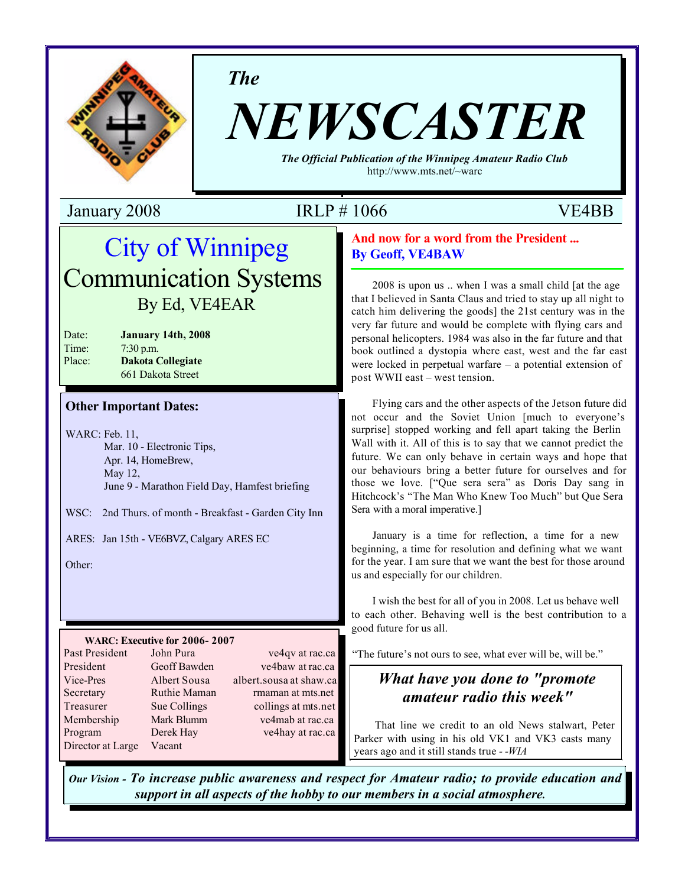# The NEWSCASTER

*The Official Publication of the Winnipeg Amateur Radio Club*
http://www.mts.net/~warc

January 2008 | IRLP # 1066 | VE4BB

## City of Winnipeg Communication Systems
### By Ed, VE4EAR

Date: **January 14th, 2008**
Time: 7:30 p.m.
Place: **Dakota Collegiate**
661 Dakota Street

### Other Important Dates:

WARC: Feb. 11,
Mar. 10 - Electronic Tips,
Apr. 14, HomeBrew,
May 12,
June 9 - Marathon Field Day, Hamfest briefing

WSC: 2nd Thurs. of month - Breakfast - Garden City Inn

ARES: Jan 15th - VE6BVZ, Calgary ARES EC

Other:

**WARC: Executive for 2006- 2007**

| | | |
|---|---|---|
| Past President | John Pura | ve4qv at rac.ca |
| President | Geoff Bawden | ve4baw at rac.ca |
| Vice-Pres | Albert Sousa | albert.sousa at shaw.ca |
| Secretary | Ruthie Maman | rmaman at mts.net |
| Treasurer | Sue Collings | collings at mts.net |
| Membership | Mark Blumm | ve4mab at rac.ca |
| Program | Derek Hay | ve4hay at rac.ca |
| Director at Large | Vacant | |

## And now for a word from the President ...
### By Geoff, VE4BAW

2008 is upon us .. when I was a small child [at the age that I believed in Santa Claus and tried to stay up all night to catch him delivering the goods] the 21st century was in the very far future and would be complete with flying cars and personal helicopters. 1984 was also in the far future and that book outlined a dystopia where east, west and the far east were locked in perpetual warfare – a potential extension of post WWII east – west tension.

Flying cars and the other aspects of the Jetson future did not occur and the Soviet Union [much to everyone's surprise] stopped working and fell apart taking the Berlin Wall with it. All of this is to say that we cannot predict the future. We can only behave in certain ways and hope that our behaviours bring a better future for ourselves and for those we love. ["Que sera sera" as Doris Day sang in Hitchcock's "The Man Who Knew Too Much" but Que Sera Sera with a moral imperative.]

January is a time for reflection, a time for a new beginning, a time for resolution and defining what we want for the year. I am sure that we want the best for those around us and especially for our children.

I wish the best for all of you in 2008. Let us behave well to each other. Behaving well is the best contribution to a good future for us all.

"The future's not ours to see, what ever will be, will be."

### *What have you done to "promote amateur radio this week"*

That line we credit to an old News stalwart, Peter Parker with using in his old VK1 and VK3 casts many years ago and it still stands true - -*WIA*

*Our Vision -* ***To increase public awareness and respect for Amateur radio; to provide education and support in all aspects of the hobby to our members in a social atmosphere.***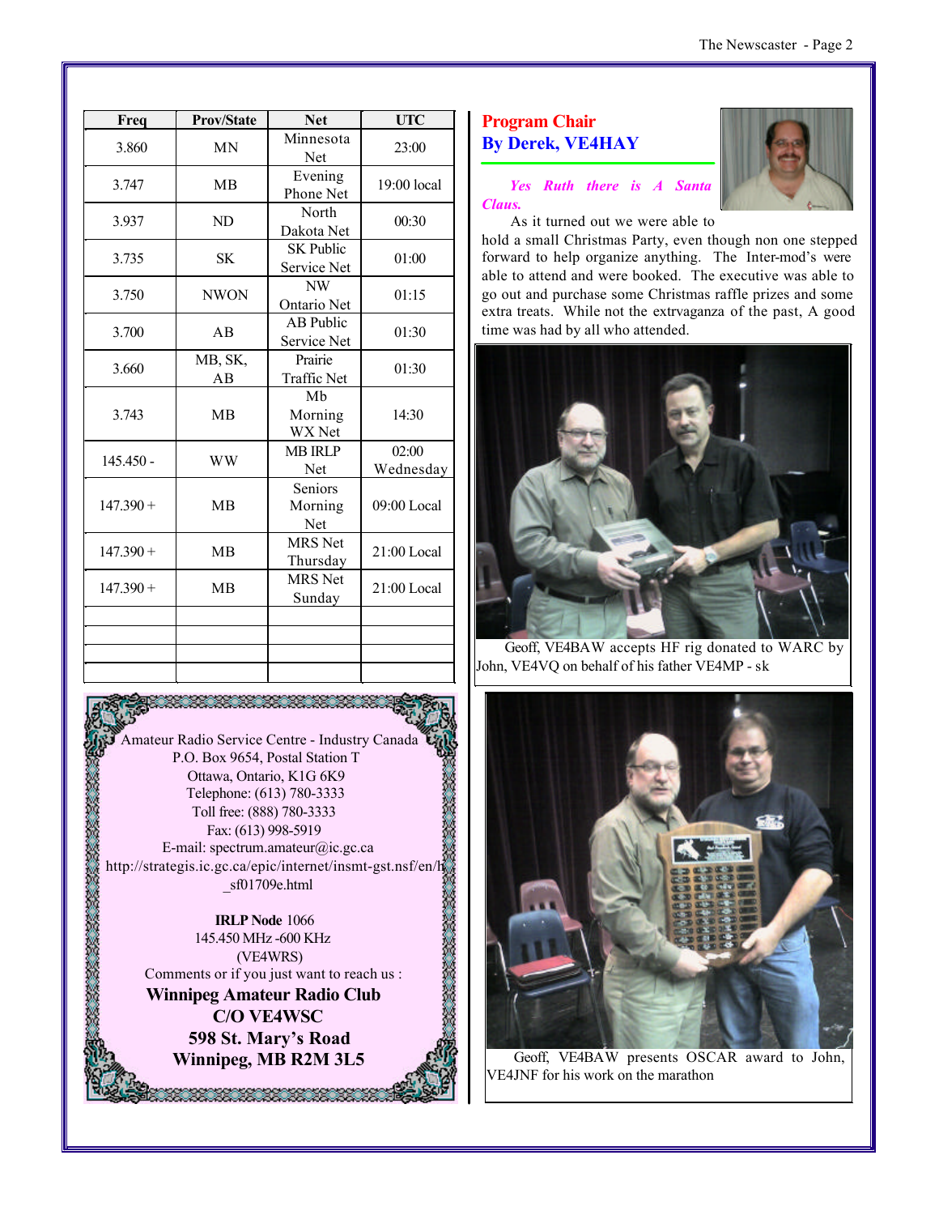| Freq | Prov/State | Net | UTC |
|---|---|---|---|
| 3.860 | MN | Minnesota Net | 23:00 |
| 3.747 | MB | Evening Phone Net | 19:00 local |
| 3.937 | ND | North Dakota Net | 00:30 |
| 3.735 | SK | SK Public Service Net | 01:00 |
| 3.750 | NWON | NW Ontario Net | 01:15 |
| 3.700 | AB | AB Public Service Net | 01:30 |
| 3.660 | MB, SK, AB | Prairie Traffic Net | 01:30 |
| 3.743 | MB | Mb Morning WX Net | 14:30 |
| 145.450 - | WW | MB IRLP Net | 02:00 Wednesday |
| 147.390 + | MB | Seniors Morning Net | 09:00 Local |
| 147.390 + | MB | MRS Net Thursday | 21:00 Local |
| 147.390 + | MB | MRS Net Sunday | 21:00 Local |
| | | | |
| | | | |
| | | | |
| | | | |

Amateur Radio Service Centre - Industry Canada
P.O. Box 9654, Postal Station T
Ottawa, Ontario, K1G 6K9
Telephone: (613) 780-3333
Toll free: (888) 780-3333
Fax: (613) 998-5919
E-mail: spectrum.amateur@ic.gc.ca
http://strategis.ic.gc.ca/epic/internet/insmt-gst.nsf/en/h_sf01709e.html

**IRLP Node** 1066
145.450 MHz -600 KHz
(VE4WRS)
Comments or if you just want to reach us :

**Winnipeg Amateur Radio Club**
**C/O VE4WSC**
**598 St. Mary's Road**
**Winnipeg, MB R2M 3L5**

## Program Chair
## By Derek, VE4HAY

***Yes Ruth there is A Santa Claus.***

As it turned out we were able to hold a small Christmas Party, even though non one stepped forward to help organize anything. The Inter-mod's were able to attend and were booked. The executive was able to go out and purchase some Christmas raffle prizes and some extra treats. While not the extrvaganza of the past, A good time was had by all who attended.

Geoff, VE4BAW accepts HF rig donated to WARC by John, VE4VQ on behalf of his father VE4MP - sk

Geoff, VE4BAW presents OSCAR award to John, VE4JNF for his work on the marathon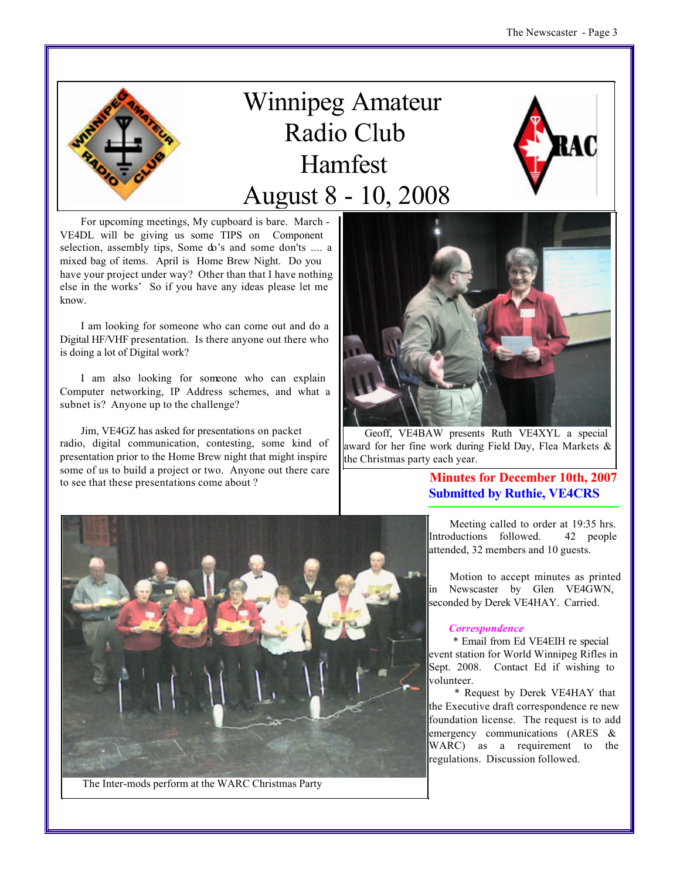# Winnipeg Amateur Radio Club Hamfest August 8 - 10, 2008

For upcoming meetings, My cupboard is bare. March - VE4DL will be giving us some TIPS on Component selection, assembly tips, Some do's and some don'ts .... a mixed bag of items. April is Home Brew Night. Do you have your project under way? Other than that I have nothing else in the works' So if you have any ideas please let me know.

I am looking for someone who can come out and do a Digital HF/VHF presentation. Is there anyone out there who is doing a lot of Digital work?

I am also looking for someone who can explain Computer networking, IP Address schemes, and what a subnet is? Anyone up to the challenge?

Jim, VE4GZ has asked for presentations on packet radio, digital communication, contesting, some kind of presentation prior to the Home Brew night that might inspire some of us to build a project or two. Anyone out there care to see that these presentations come about ?

Geoff, VE4BAW presents Ruth VE4XYL a special award for her fine work during Field Day, Flea Markets & the Christmas party each year.

The Inter-mods perform at the WARC Christmas Party

## Minutes for December 10th, 2007
## Submitted by Ruthie, VE4CRS

Meeting called to order at 19:35 hrs. Introductions followed. 42 people attended, 32 members and 10 guests.

Motion to accept minutes as printed in Newscaster by Glen VE4GWN, seconded by Derek VE4HAY. Carried.

***Correspondence***

* Email from Ed VE4EIH re special event station for World Winnipeg Rifles in Sept. 2008. Contact Ed if wishing to volunteer.

* Request by Derek VE4HAY that the Executive draft correspondence re new foundation license. The request is to add emergency communications (ARES & WARC) as a requirement to the regulations. Discussion followed.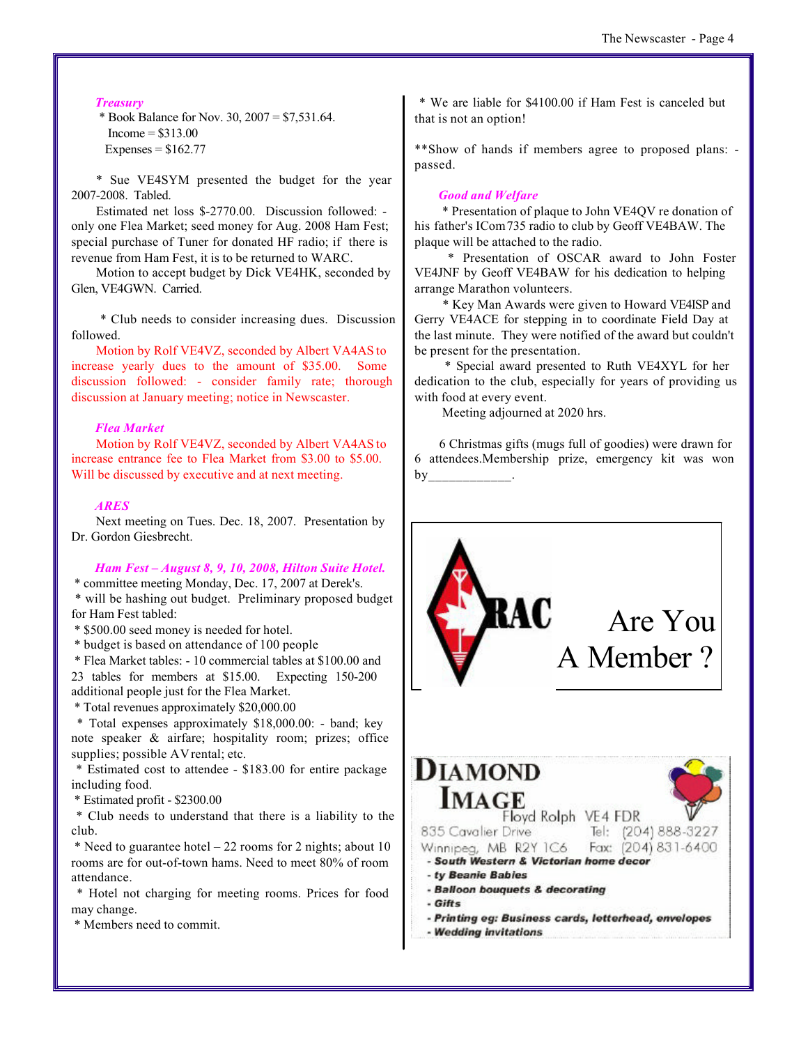### *Treasury*

* Book Balance for Nov. 30, 2007 = $7,531.64.
  Income = $313.00
  Expenses = $162.77

* Sue VE4SYM presented the budget for the year 2007-2008. Tabled.

Estimated net loss $-2770.00. Discussion followed: - only one Flea Market; seed money for Aug. 2008 Ham Fest; special purchase of Tuner for donated HF radio; if there is revenue from Ham Fest, it is to be returned to WARC.

Motion to accept budget by Dick VE4HK, seconded by Glen, VE4GWN. Carried.

* Club needs to consider increasing dues. Discussion followed.

Motion by Rolf VE4VZ, seconded by Albert VA4AS to increase yearly dues to the amount of $35.00. Some discussion followed: - consider family rate; thorough discussion at January meeting; notice in Newscaster.

### *Flea Market*

Motion by Rolf VE4VZ, seconded by Albert VA4AS to increase entrance fee to Flea Market from $3.00 to $5.00. Will be discussed by executive and at next meeting.

### *ARES*

Next meeting on Tues. Dec. 18, 2007. Presentation by Dr. Gordon Giesbrecht.

### *Ham Fest – August 8, 9, 10, 2008, Hilton Suite Hotel.*

* committee meeting Monday, Dec. 17, 2007 at Derek's.
* will be hashing out budget. Preliminary proposed budget for Ham Fest tabled:
* $500.00 seed money is needed for hotel.
* budget is based on attendance of 100 people
* Flea Market tables: - 10 commercial tables at $100.00 and 23 tables for members at $15.00. Expecting 150-200 additional people just for the Flea Market.
* Total revenues approximately $20,000.00
* Total expenses approximately $18,000.00: - band; key note speaker & airfare; hospitality room; prizes; office supplies; possible AV rental; etc.
* Estimated cost to attendee - $183.00 for entire package including food.
* Estimated profit - $2300.00
* Club needs to understand that there is a liability to the club.
* Need to guarantee hotel – 22 rooms for 2 nights; about 10 rooms are for out-of-town hams. Need to meet 80% of room attendance.
* Hotel not charging for meeting rooms. Prices for food may change.
* Members need to commit.
* We are liable for $4100.00 if Ham Fest is canceled but that is not an option!

**Show of hands if members agree to proposed plans: - passed.

### *Good and Welfare*

* Presentation of plaque to John VE4QV re donation of his father's ICom735 radio to club by Geoff VE4BAW. The plaque will be attached to the radio.
* Presentation of OSCAR award to John Foster VE4JNF by Geoff VE4BAW for his dedication to helping arrange Marathon volunteers.
* Key Man Awards were given to Howard VE4ISP and Gerry VE4ACE for stepping in to coordinate Field Day at the last minute. They were notified of the award but couldn't be present for the presentation.
* Special award presented to Ruth VE4XYL for her dedication to the club, especially for years of providing us with food at every event.

Meeting adjourned at 2020 hrs.

6 Christmas gifts (mugs full of goodies) were drawn for 6 attendees.Membership prize, emergency kit was won by____________.

RAC

Are You A Member ?

**DIAMOND IMAGE**
Floyd Rolph VE4 FDR
835 Cavalier Drive Tel: (204) 888-3227
Winnipeg, MB R2Y 1C6 Fax: (204) 831-6400
- South Western & Victorian home decor
- ty Beanie Babies
- Balloon bouquets & decorating
- Gifts
- Printing eg: Business cards, letterhead, envelopes
- Wedding invitations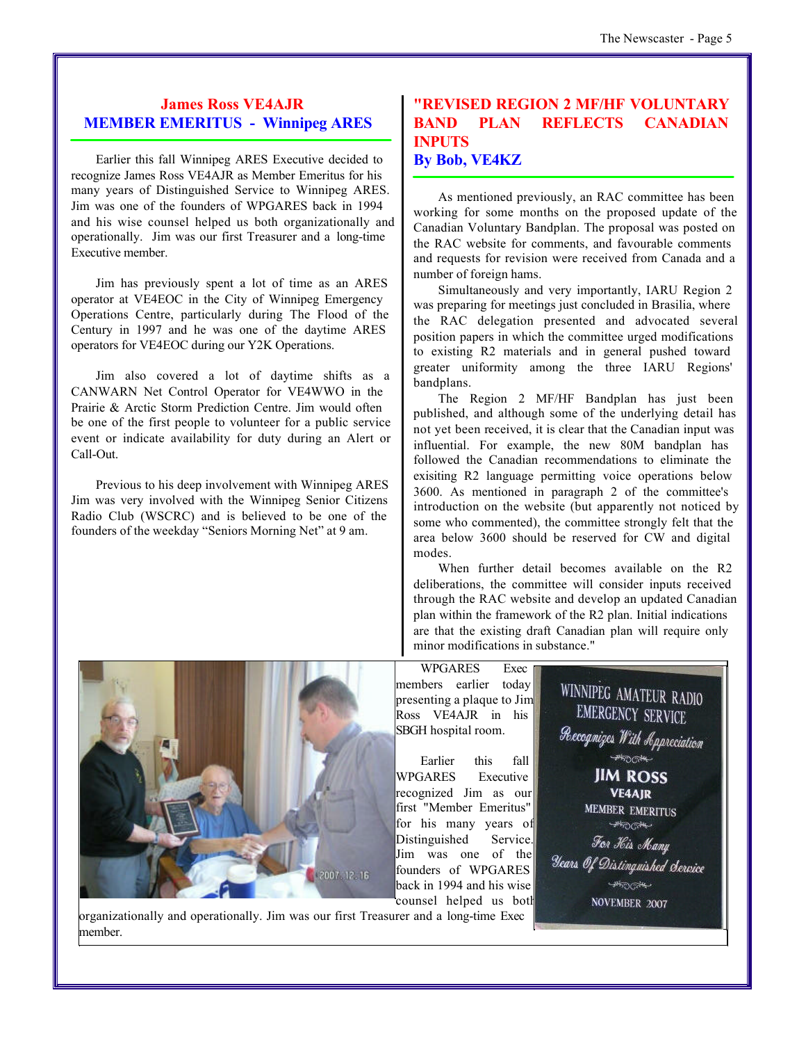## James Ross VE4AJR
## MEMBER EMERITUS - Winnipeg ARES

Earlier this fall Winnipeg ARES Executive decided to recognize James Ross VE4AJR as Member Emeritus for his many years of Distinguished Service to Winnipeg ARES. Jim was one of the founders of WPGARES back in 1994 and his wise counsel helped us both organizationally and operationally. Jim was our first Treasurer and a long-time Executive member.

Jim has previously spent a lot of time as an ARES operator at VE4EOC in the City of Winnipeg Emergency Operations Centre, particularly during The Flood of the Century in 1997 and he was one of the daytime ARES operators for VE4EOC during our Y2K Operations.

Jim also covered a lot of daytime shifts as a CANWARN Net Control Operator for VE4WWO in the Prairie & Arctic Storm Prediction Centre. Jim would often be one of the first people to volunteer for a public service event or indicate availability for duty during an Alert or Call-Out.

Previous to his deep involvement with Winnipeg ARES Jim was very involved with the Winnipeg Senior Citizens Radio Club (WSCRC) and is believed to be one of the founders of the weekday "Seniors Morning Net" at 9 am.

## "REVISED REGION 2 MF/HF VOLUNTARY BAND PLAN REFLECTS CANADIAN INPUTS
### By Bob, VE4KZ

As mentioned previously, an RAC committee has been working for some months on the proposed update of the Canadian Voluntary Bandplan. The proposal was posted on the RAC website for comments, and favourable comments and requests for revision were received from Canada and a number of foreign hams.

Simultaneously and very importantly, IARU Region 2 was preparing for meetings just concluded in Brasilia, where the RAC delegation presented and advocated several position papers in which the committee urged modifications to existing R2 materials and in general pushed toward greater uniformity among the three IARU Regions' bandplans.

The Region 2 MF/HF Bandplan has just been published, and although some of the underlying detail has not yet been received, it is clear that the Canadian input was influential. For example, the new 80M bandplan has followed the Canadian recommendations to eliminate the exisiting R2 language permitting voice operations below 3600. As mentioned in paragraph 2 of the committee's introduction on the website (but apparently not noticed by some who commented), the committee strongly felt that the area below 3600 should be reserved for CW and digital modes.

When further detail becomes available on the R2 deliberations, the committee will consider inputs received through the RAC website and develop an updated Canadian plan within the framework of the R2 plan. Initial indications are that the existing draft Canadian plan will require only minor modifications in substance."

WPGARES Exec members earlier today presenting a plaque to Jim Ross VE4AJR in his SBGH hospital room.

Earlier this fall WPGARES Executive recognized Jim as our first "Member Emeritus" for his many years of Distinguished Service. Jim was one of the founders of WPGARES back in 1994 and his wise counsel helped us both organizationally and operationally. Jim was our first Treasurer and a long-time Exec member.

WINNIPEG AMATEUR RADIO EMERGENCY SERVICE
Recognizes With Appreciation
JIM ROSS
VE4AJR
MEMBER EMERITUS
For His Many Years Of Distinguished Service
NOVEMBER 2007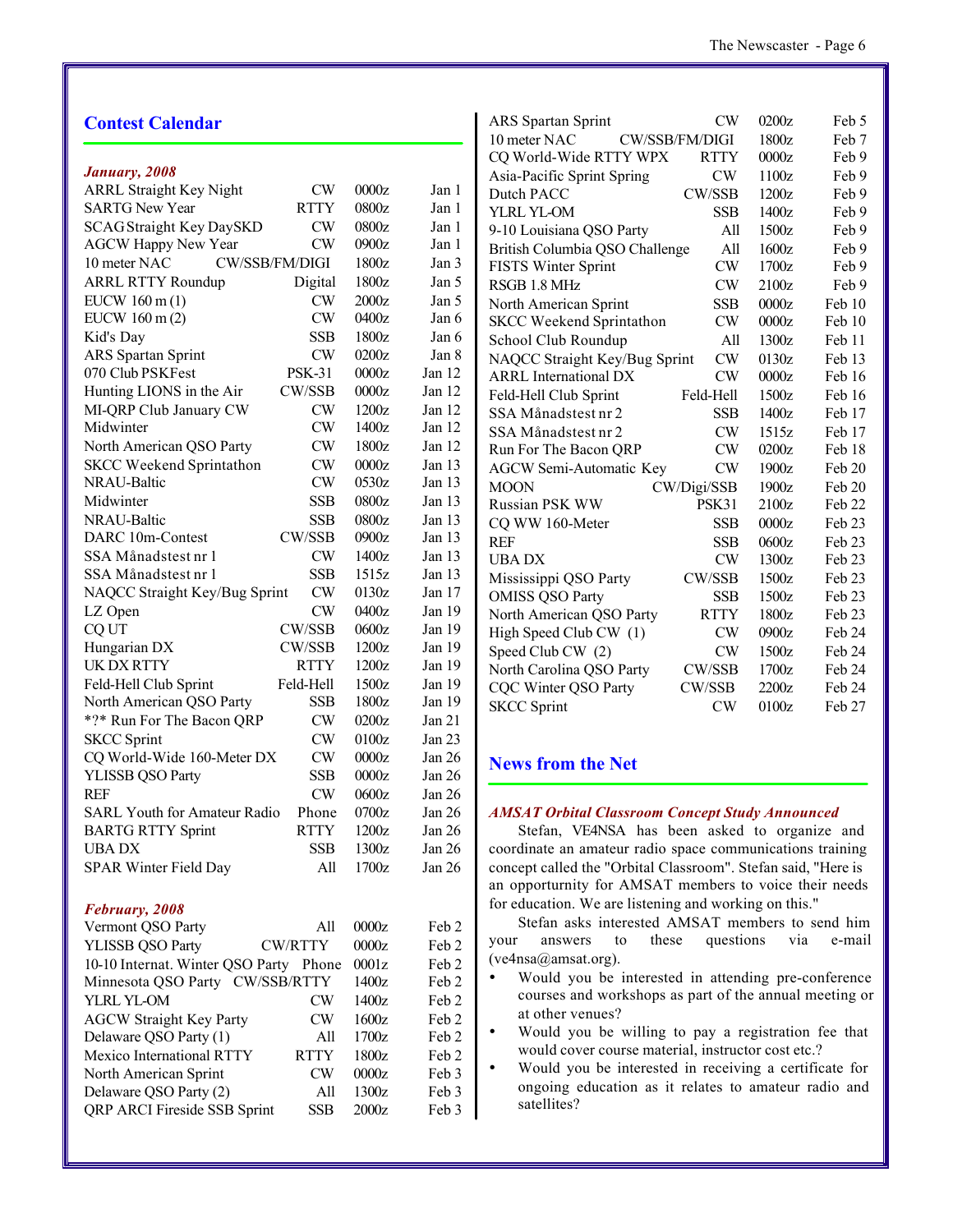## Contest Calendar

*January, 2008*

| Contest | Mode | Time | Date |
|---|---|---|---|
| ARRL Straight Key Night | CW | 0000z | Jan 1 |
| SARTG New Year | RTTY | 0800z | Jan 1 |
| SCAG Straight Key DaySKD | CW | 0800z | Jan 1 |
| AGCW Happy New Year | CW | 0900z | Jan 1 |
| 10 meter NAC | CW/SSB/FM/DIGI | 1800z | Jan 3 |
| ARRL RTTY Roundup | Digital | 1800z | Jan 5 |
| EUCW 160 m (1) | CW | 2000z | Jan 5 |
| EUCW 160 m (2) | CW | 0400z | Jan 6 |
| Kid's Day | SSB | 1800z | Jan 6 |
| ARS Spartan Sprint | CW | 0200z | Jan 8 |
| 070 Club PSKFest | PSK-31 | 0000z | Jan 12 |
| Hunting LIONS in the Air | CW/SSB | 0000z | Jan 12 |
| MI-QRP Club January CW | CW | 1200z | Jan 12 |
| Midwinter | CW | 1400z | Jan 12 |
| North American QSO Party | CW | 1800z | Jan 12 |
| SKCC Weekend Sprintathon | CW | 0000z | Jan 13 |
| NRAU-Baltic | CW | 0530z | Jan 13 |
| Midwinter | SSB | 0800z | Jan 13 |
| NRAU-Baltic | SSB | 0800z | Jan 13 |
| DARC 10m-Contest | CW/SSB | 0900z | Jan 13 |
| SSA Månadstest nr 1 | CW | 1400z | Jan 13 |
| SSA Månadstest nr 1 | SSB | 1515z | Jan 13 |
| NAQCC Straight Key/Bug Sprint | CW | 0130z | Jan 17 |
| LZ Open | CW | 0400z | Jan 19 |
| CQ UT | CW/SSB | 0600z | Jan 19 |
| Hungarian DX | CW/SSB | 1200z | Jan 19 |
| UK DX RTTY | RTTY | 1200z | Jan 19 |
| Feld-Hell Club Sprint | Feld-Hell | 1500z | Jan 19 |
| North American QSO Party | SSB | 1800z | Jan 19 |
| *?* Run For The Bacon QRP | CW | 0200z | Jan 21 |
| SKCC Sprint | CW | 0100z | Jan 23 |
| CQ World-Wide 160-Meter DX | CW | 0000z | Jan 26 |
| YLISSB QSO Party | SSB | 0000z | Jan 26 |
| REF | CW | 0600z | Jan 26 |
| SARL Youth for Amateur Radio | Phone | 0700z | Jan 26 |
| BARTG RTTY Sprint | RTTY | 1200z | Jan 26 |
| UBA DX | SSB | 1300z | Jan 26 |
| SPAR Winter Field Day | All | 1700z | Jan 26 |

*February, 2008*

| Contest | Mode | Time | Date |
|---|---|---|---|
| Vermont QSO Party | All | 0000z | Feb 2 |
| YLISSB QSO Party | CW/RTTY | 0000z | Feb 2 |
| 10-10 Internat. Winter QSO Party | Phone | 0001z | Feb 2 |
| Minnesota QSO Party | CW/SSB/RTTY | 1400z | Feb 2 |
| YLRL YL-OM | CW | 1400z | Feb 2 |
| AGCW Straight Key Party | CW | 1600z | Feb 2 |
| Delaware QSO Party (1) | All | 1700z | Feb 2 |
| Mexico International RTTY | RTTY | 1800z | Feb 2 |
| North American Sprint | CW | 0000z | Feb 3 |
| Delaware QSO Party (2) | All | 1300z | Feb 3 |
| QRP ARCI Fireside SSB Sprint | SSB | 2000z | Feb 3 |
| ARS Spartan Sprint | CW | 0200z | Feb 5 |
| 10 meter NAC | CW/SSB/FM/DIGI | 1800z | Feb 7 |
| CQ World-Wide RTTY WPX | RTTY | 0000z | Feb 9 |
| Asia-Pacific Sprint Spring | CW | 1100z | Feb 9 |
| Dutch PACC | CW/SSB | 1200z | Feb 9 |
| YLRL YL-OM | SSB | 1400z | Feb 9 |
| 9-10 Louisiana QSO Party | All | 1500z | Feb 9 |
| British Columbia QSO Challenge | All | 1600z | Feb 9 |
| FISTS Winter Sprint | CW | 1700z | Feb 9 |
| RSGB 1.8 MHz | CW | 2100z | Feb 9 |
| North American Sprint | SSB | 0000z | Feb 10 |
| SKCC Weekend Sprintathon | CW | 0000z | Feb 10 |
| School Club Roundup | All | 1300z | Feb 11 |
| NAQCC Straight Key/Bug Sprint | CW | 0130z | Feb 13 |
| ARRL International DX | CW | 0000z | Feb 16 |
| Feld-Hell Club Sprint | Feld-Hell | 1500z | Feb 16 |
| SSA Månadstest nr 2 | SSB | 1400z | Feb 17 |
| SSA Månadstest nr 2 | CW | 1515z | Feb 17 |
| Run For The Bacon QRP | CW | 0200z | Feb 18 |
| AGCW Semi-Automatic Key | CW | 1900z | Feb 20 |
| MOON | CW/Digi/SSB | 1900z | Feb 20 |
| Russian PSK WW | PSK31 | 2100z | Feb 22 |
| CQ WW 160-Meter | SSB | 0000z | Feb 23 |
| REF | SSB | 0600z | Feb 23 |
| UBA DX | CW | 1300z | Feb 23 |
| Mississippi QSO Party | CW/SSB | 1500z | Feb 23 |
| OMISS QSO Party | SSB | 1500z | Feb 23 |
| North American QSO Party | RTTY | 1800z | Feb 23 |
| High Speed Club CW (1) | CW | 0900z | Feb 24 |
| Speed Club CW (2) | CW | 1500z | Feb 24 |
| North Carolina QSO Party | CW/SSB | 1700z | Feb 24 |
| CQC Winter QSO Party | CW/SSB | 2200z | Feb 24 |
| SKCC Sprint | CW | 0100z | Feb 27 |

## News from the Net

### *AMSAT Orbital Classroom Concept Study Announced*

Stefan, VE4NSA has been asked to organize and coordinate an amateur radio space communications training concept called the "Orbital Classroom". Stefan said, "Here is an opportunity for AMSAT members to voice their needs for education. We are listening and working on this."

Stefan asks interested AMSAT members to send him your answers to these questions via e-mail (ve4nsa@amsat.org).

- Would you be interested in attending pre-conference courses and workshops as part of the annual meeting or at other venues?
- Would you be willing to pay a registration fee that would cover course material, instructor cost etc.?
- Would you be interested in receiving a certificate for ongoing education as it relates to amateur radio and satellites?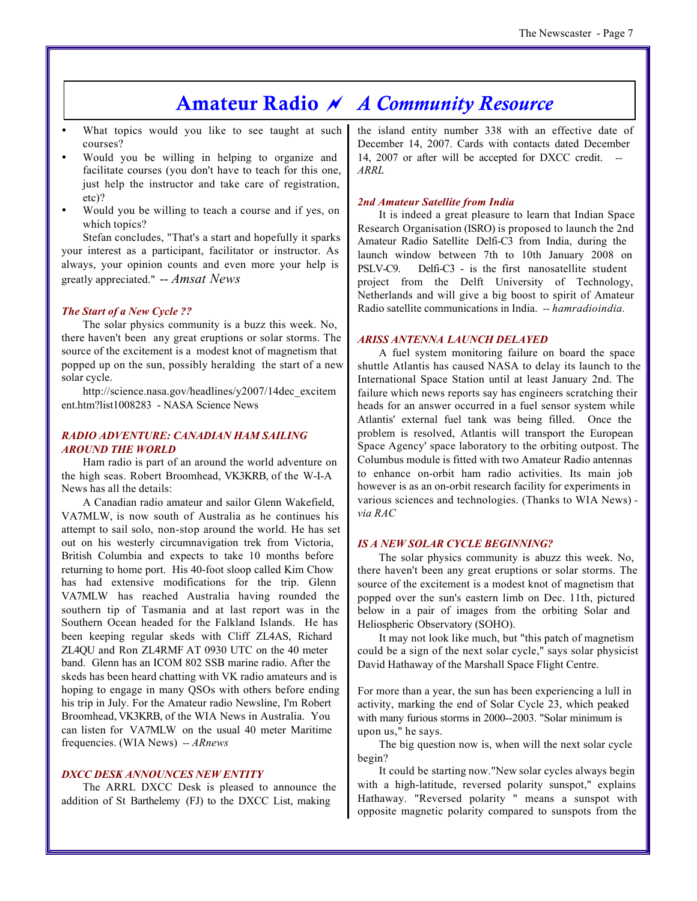# Amateur Radio 〆 *A Community Resource*

- What topics would you like to see taught at such courses?
- Would you be willing in helping to organize and facilitate courses (you don't have to teach for this one, just help the instructor and take care of registration, etc)?
- Would you be willing to teach a course and if yes, on which topics?

Stefan concludes, "That's a start and hopefully it sparks your interest as a participant, facilitator or instructor. As always, your opinion counts and even more your help is greatly appreciated." -- *Amsat News*

### *The Start of a New Cycle ??*

The solar physics community is a buzz this week. No, there haven't been any great eruptions or solar storms. The source of the excitement is a modest knot of magnetism that popped up on the sun, possibly heralding the start of a new solar cycle.

http://science.nasa.gov/headlines/y2007/14dec_excitement.htm?list1008283 - NASA Science News

### *RADIO ADVENTURE: CANADIAN HAM SAILING AROUND THE WORLD*

Ham radio is part of an around the world adventure on the high seas. Robert Broomhead, VK3KRB, of the W-I-A News has all the details:

A Canadian radio amateur and sailor Glenn Wakefield, VA7MLW, is now south of Australia as he continues his attempt to sail solo, non-stop around the world. He has set out on his westerly circumnavigation trek from Victoria, British Columbia and expects to take 10 months before returning to home port. His 40-foot sloop called Kim Chow has had extensive modifications for the trip. Glenn VA7MLW has reached Australia having rounded the southern tip of Tasmania and at last report was in the Southern Ocean headed for the Falkland Islands. He has been keeping regular skeds with Cliff ZL4AS, Richard ZL4QU and Ron ZL4RMF AT 0930 UTC on the 40 meter band. Glenn has an ICOM 802 SSB marine radio. After the skeds has been heard chatting with VK radio amateurs and is hoping to engage in many QSOs with others before ending his trip in July. For the Amateur radio Newsline, I'm Robert Broomhead, VK3KRB, of the WIA News in Australia. You can listen for VA7MLW on the usual 40 meter Maritime frequencies. (WIA News) -- *ARnews*

### *DXCC DESK ANNOUNCES NEW ENTITY*

The ARRL DXCC Desk is pleased to announce the addition of St Barthelemy (FJ) to the DXCC List, making the island entity number 338 with an effective date of December 14, 2007. Cards with contacts dated December 14, 2007 or after will be accepted for DXCC credit. -- *ARRL*

### *2nd Amateur Satellite from India*

It is indeed a great pleasure to learn that Indian Space Research Organisation (ISRO) is proposed to launch the 2nd Amateur Radio Satellite Delfi-C3 from India, during the launch window between 7th to 10th January 2008 on PSLV-C9. Delfi-C3 - is the first nanosatellite student project from the Delft University of Technology, Netherlands and will give a big boost to spirit of Amateur Radio satellite communications in India. -- *hamradioindia.*

### *ARISS ANTENNA LAUNCH DELAYED*

A fuel system monitoring failure on board the space shuttle Atlantis has caused NASA to delay its launch to the International Space Station until at least January 2nd. The failure which news reports say has engineers scratching their heads for an answer occurred in a fuel sensor system while Atlantis' external fuel tank was being filled. Once the problem is resolved, Atlantis will transport the European Space Agency' space laboratory to the orbiting outpost. The Columbus module is fitted with two Amateur Radio antennas to enhance on-orbit ham radio activities. Its main job however is as an on-orbit research facility for experiments in various sciences and technologies. (Thanks to WIA News) - *via RAC*

### *IS A NEW SOLAR CYCLE BEGINNING?*

The solar physics community is abuzz this week. No, there haven't been any great eruptions or solar storms. The source of the excitement is a modest knot of magnetism that popped over the sun's eastern limb on Dec. 11th, pictured below in a pair of images from the orbiting Solar and Heliospheric Observatory (SOHO).

It may not look like much, but "this patch of magnetism could be a sign of the next solar cycle," says solar physicist David Hathaway of the Marshall Space Flight Centre.

For more than a year, the sun has been experiencing a lull in activity, marking the end of Solar Cycle 23, which peaked with many furious storms in 2000--2003. "Solar minimum is upon us," he says.

The big question now is, when will the next solar cycle begin?

It could be starting now."New solar cycles always begin with a high-latitude, reversed polarity sunspot," explains Hathaway. "Reversed polarity " means a sunspot with opposite magnetic polarity compared to sunspots from the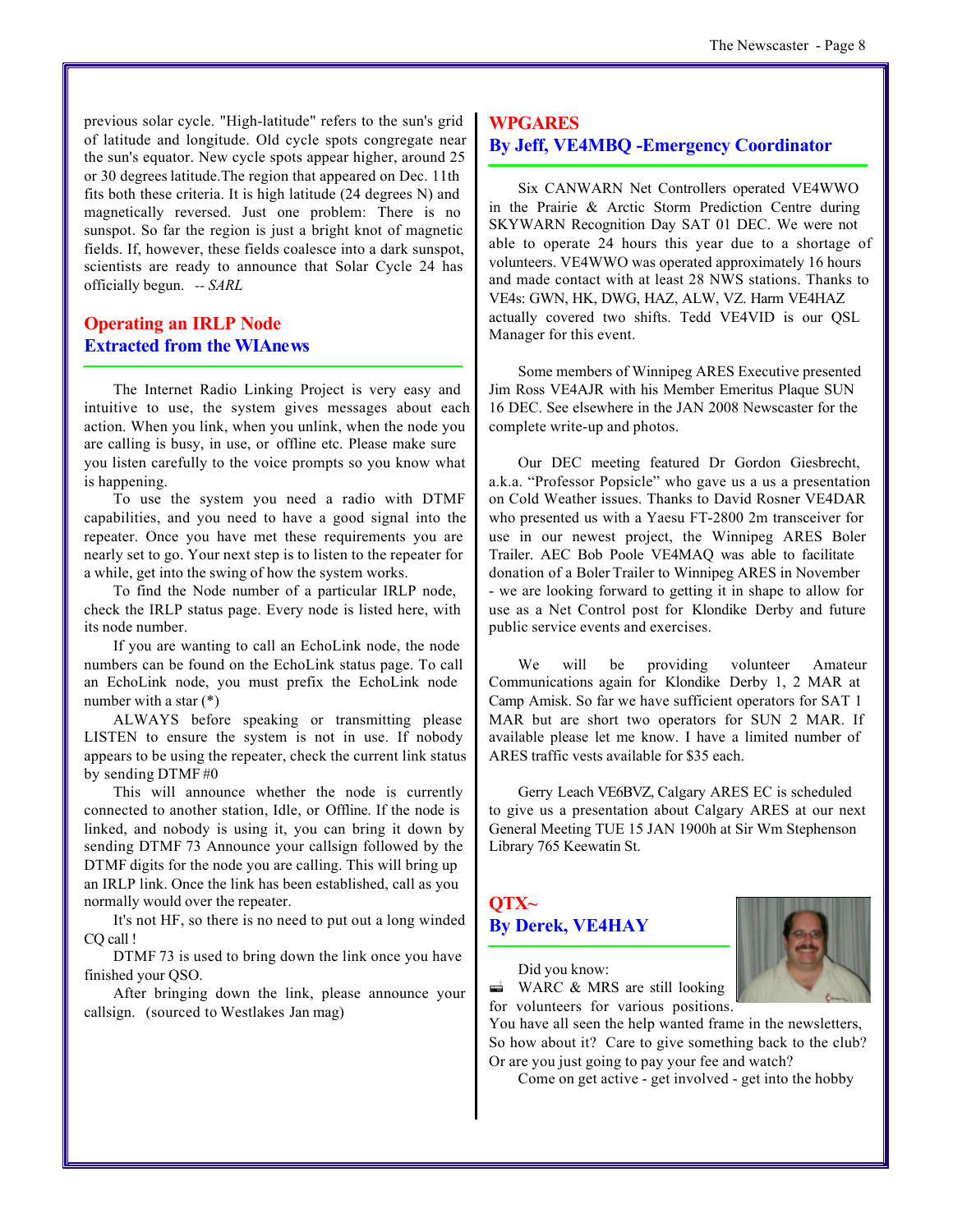previous solar cycle. "High-latitude" refers to the sun's grid of latitude and longitude. Old cycle spots congregate near the sun's equator. New cycle spots appear higher, around 25 or 30 degrees latitude.The region that appeared on Dec. 11th fits both these criteria. It is high latitude (24 degrees N) and magnetically reversed. Just one problem: There is no sunspot. So far the region is just a bright knot of magnetic fields. If, however, these fields coalesce into a dark sunspot, scientists are ready to announce that Solar Cycle 24 has officially begun. *-- SARL*

## Operating an IRLP Node
## Extracted from the WIAnews

The Internet Radio Linking Project is very easy and intuitive to use, the system gives messages about each action. When you link, when you unlink, when the node you are calling is busy, in use, or offline etc. Please make sure you listen carefully to the voice prompts so you know what is happening.

To use the system you need a radio with DTMF capabilities, and you need to have a good signal into the repeater. Once you have met these requirements you are nearly set to go. Your next step is to listen to the repeater for a while, get into the swing of how the system works.

To find the Node number of a particular IRLP node, check the IRLP status page. Every node is listed here, with its node number.

If you are wanting to call an EchoLink node, the node numbers can be found on the EchoLink status page. To call an EchoLink node, you must prefix the EchoLink node number with a star (*)

ALWAYS before speaking or transmitting please LISTEN to ensure the system is not in use. If nobody appears to be using the repeater, check the current link status by sending DTMF #0

This will announce whether the node is currently connected to another station, Idle, or Offline. If the node is linked, and nobody is using it, you can bring it down by sending DTMF 73 Announce your callsign followed by the DTMF digits for the node you are calling. This will bring up an IRLP link. Once the link has been established, call as you normally would over the repeater.

It's not HF, so there is no need to put out a long winded CQ call !

DTMF 73 is used to bring down the link once you have finished your QSO.

After bringing down the link, please announce your callsign. (sourced to Westlakes Jan mag)

## WPGARES
## By Jeff, VE4MBQ -Emergency Coordinator

Six CANWARN Net Controllers operated VE4WWO in the Prairie & Arctic Storm Prediction Centre during SKYWARN Recognition Day SAT 01 DEC. We were not able to operate 24 hours this year due to a shortage of volunteers. VE4WWO was operated approximately 16 hours and made contact with at least 28 NWS stations. Thanks to VE4s: GWN, HK, DWG, HAZ, ALW, VZ. Harm VE4HAZ actually covered two shifts. Tedd VE4VID is our QSL Manager for this event.

Some members of Winnipeg ARES Executive presented Jim Ross VE4AJR with his Member Emeritus Plaque SUN 16 DEC. See elsewhere in the JAN 2008 Newscaster for the complete write-up and photos.

Our DEC meeting featured Dr Gordon Giesbrecht, a.k.a. "Professor Popsicle" who gave us a us a presentation on Cold Weather issues. Thanks to David Rosner VE4DAR who presented us with a Yaesu FT-2800 2m transceiver for use in our newest project, the Winnipeg ARES Boler Trailer. AEC Bob Poole VE4MAQ was able to facilitate donation of a Boler Trailer to Winnipeg ARES in November - we are looking forward to getting it in shape to allow for use as a Net Control post for Klondike Derby and future public service events and exercises.

We will be providing volunteer Amateur Communications again for Klondike Derby 1, 2 MAR at Camp Amisk. So far we have sufficient operators for SAT 1 MAR but are short two operators for SUN 2 MAR. If available please let me know. I have a limited number of ARES traffic vests available for $35 each.

Gerry Leach VE6BVZ, Calgary ARES EC is scheduled to give us a presentation about Calgary ARES at our next General Meeting TUE 15 JAN 1900h at Sir Wm Stephenson Library 765 Keewatin St.

## QTX~
## By Derek, VE4HAY

Did you know:

- WARC & MRS are still looking for volunteers for various positions.

You have all seen the help wanted frame in the newsletters, So how about it? Care to give something back to the club? Or are you just going to pay your fee and watch?

Come on get active - get involved - get into the hobby